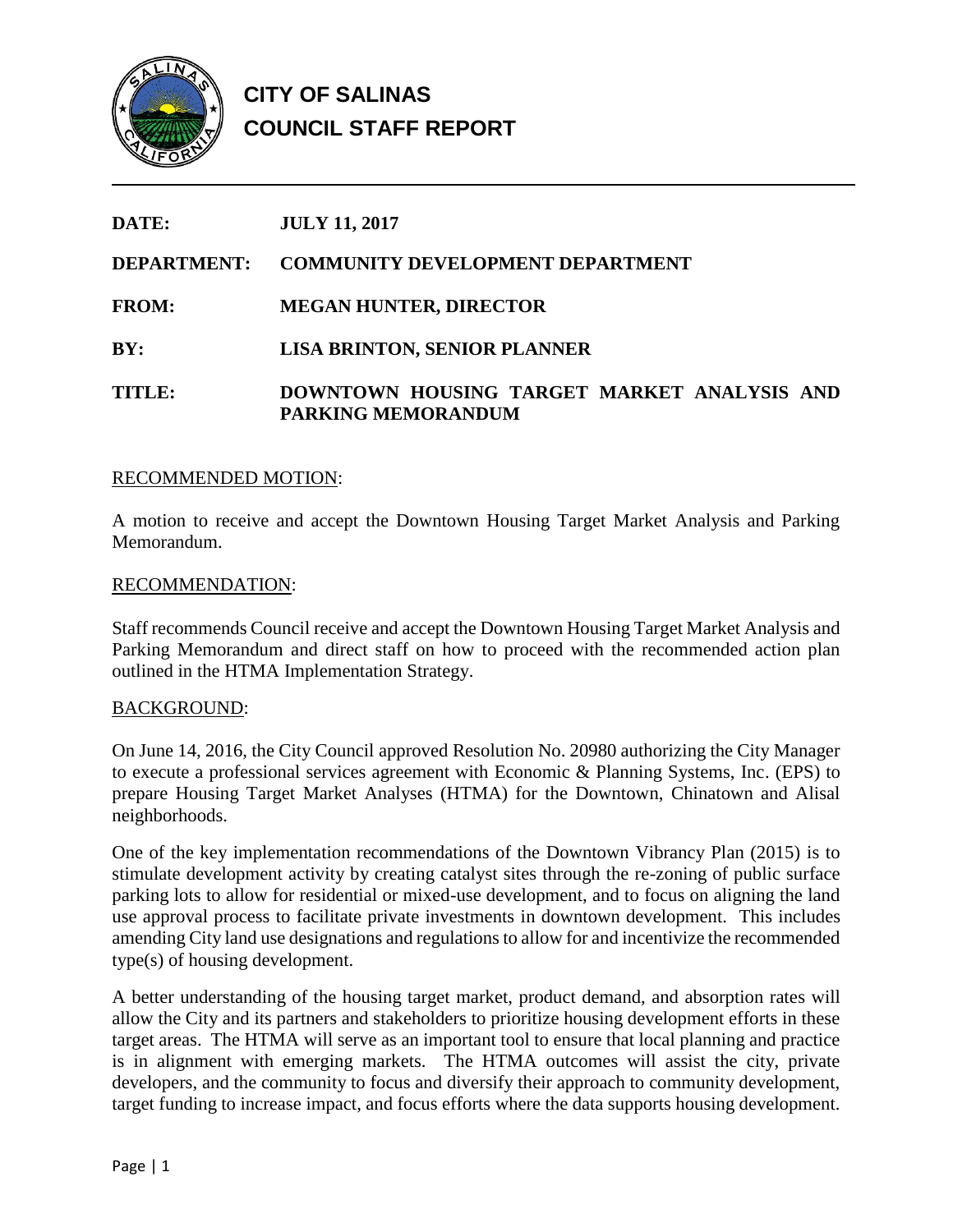# CITY OF SALINAS
# COUNCIL STAFF REPORT

**DATE:** **JULY 11, 2017**

**DEPARTMENT:** **COMMUNITY DEVELOPMENT DEPARTMENT**

**FROM:** **MEGAN HUNTER, DIRECTOR**

**BY:** **LISA BRINTON, SENIOR PLANNER**

**TITLE:** **DOWNTOWN HOUSING TARGET MARKET ANALYSIS AND PARKING MEMORANDUM**

## RECOMMENDED MOTION:

A motion to receive and accept the Downtown Housing Target Market Analysis and Parking Memorandum.

## RECOMMENDATION:

Staff recommends Council receive and accept the Downtown Housing Target Market Analysis and Parking Memorandum and direct staff on how to proceed with the recommended action plan outlined in the HTMA Implementation Strategy.

## BACKGROUND:

On June 14, 2016, the City Council approved Resolution No. 20980 authorizing the City Manager to execute a professional services agreement with Economic & Planning Systems, Inc. (EPS) to prepare Housing Target Market Analyses (HTMA) for the Downtown, Chinatown and Alisal neighborhoods.

One of the key implementation recommendations of the Downtown Vibrancy Plan (2015) is to stimulate development activity by creating catalyst sites through the re-zoning of public surface parking lots to allow for residential or mixed-use development, and to focus on aligning the land use approval process to facilitate private investments in downtown development. This includes amending City land use designations and regulations to allow for and incentivize the recommended type(s) of housing development.

A better understanding of the housing target market, product demand, and absorption rates will allow the City and its partners and stakeholders to prioritize housing development efforts in these target areas. The HTMA will serve as an important tool to ensure that local planning and practice is in alignment with emerging markets. The HTMA outcomes will assist the city, private developers, and the community to focus and diversify their approach to community development, target funding to increase impact, and focus efforts where the data supports housing development.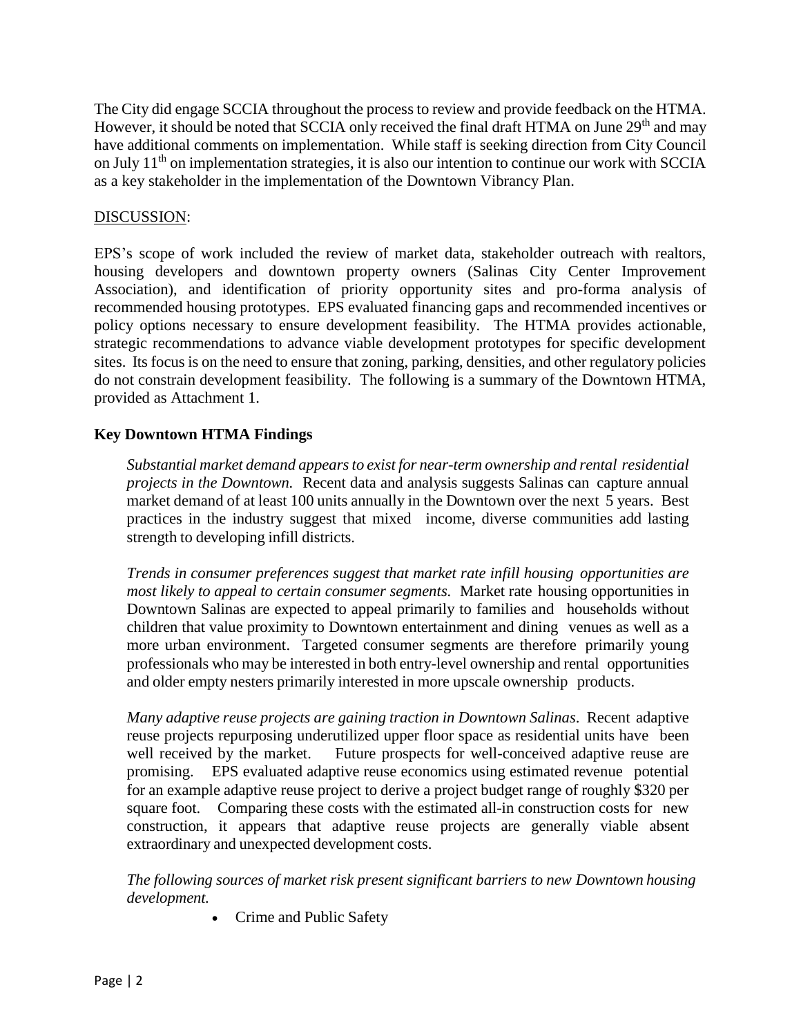The City did engage SCCIA throughout the process to review and provide feedback on the HTMA. However, it should be noted that SCCIA only received the final draft HTMA on June 29th and may have additional comments on implementation. While staff is seeking direction from City Council on July 11th on implementation strategies, it is also our intention to continue our work with SCCIA as a key stakeholder in the implementation of the Downtown Vibrancy Plan.

DISCUSSION:

EPS's scope of work included the review of market data, stakeholder outreach with realtors, housing developers and downtown property owners (Salinas City Center Improvement Association), and identification of priority opportunity sites and pro-forma analysis of recommended housing prototypes. EPS evaluated financing gaps and recommended incentives or policy options necessary to ensure development feasibility. The HTMA provides actionable, strategic recommendations to advance viable development prototypes for specific development sites. Its focus is on the need to ensure that zoning, parking, densities, and other regulatory policies do not constrain development feasibility. The following is a summary of the Downtown HTMA, provided as Attachment 1.

**Key Downtown HTMA Findings**

*Substantial market demand appears to exist for near-term ownership and rental residential projects in the Downtown.* Recent data and analysis suggests Salinas can capture annual market demand of at least 100 units annually in the Downtown over the next 5 years. Best practices in the industry suggest that mixed income, diverse communities add lasting strength to developing infill districts.

*Trends in consumer preferences suggest that market rate infill housing opportunities are most likely to appeal to certain consumer segments.* Market rate housing opportunities in Downtown Salinas are expected to appeal primarily to families and households without children that value proximity to Downtown entertainment and dining venues as well as a more urban environment. Targeted consumer segments are therefore primarily young professionals who may be interested in both entry-level ownership and rental opportunities and older empty nesters primarily interested in more upscale ownership products.

*Many adaptive reuse projects are gaining traction in Downtown Salinas*. Recent adaptive reuse projects repurposing underutilized upper floor space as residential units have been well received by the market. Future prospects for well-conceived adaptive reuse are promising. EPS evaluated adaptive reuse economics using estimated revenue potential for an example adaptive reuse project to derive a project budget range of roughly $320 per square foot. Comparing these costs with the estimated all-in construction costs for new construction, it appears that adaptive reuse projects are generally viable absent extraordinary and unexpected development costs.

*The following sources of market risk present significant barriers to new Downtown housing development.*

- Crime and Public Safety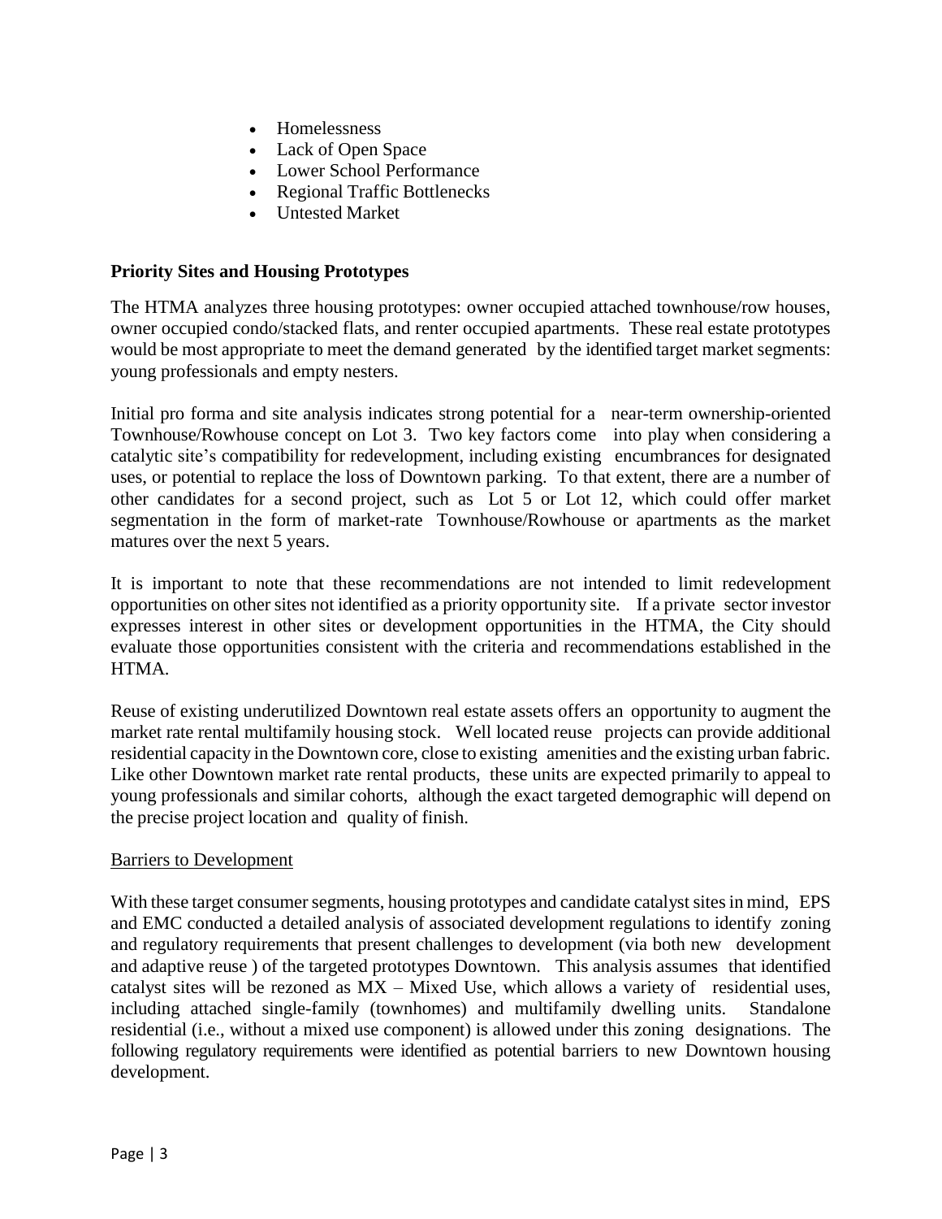- Homelessness
- Lack of Open Space
- Lower School Performance
- Regional Traffic Bottlenecks
- Untested Market

**Priority Sites and Housing Prototypes**

The HTMA analyzes three housing prototypes: owner occupied attached townhouse/row houses, owner occupied condo/stacked flats, and renter occupied apartments. These real estate prototypes would be most appropriate to meet the demand generated by the identified target market segments: young professionals and empty nesters.

Initial pro forma and site analysis indicates strong potential for a near-term ownership-oriented Townhouse/Rowhouse concept on Lot 3. Two key factors come into play when considering a catalytic site's compatibility for redevelopment, including existing encumbrances for designated uses, or potential to replace the loss of Downtown parking. To that extent, there are a number of other candidates for a second project, such as Lot 5 or Lot 12, which could offer market segmentation in the form of market-rate Townhouse/Rowhouse or apartments as the market matures over the next 5 years.

It is important to note that these recommendations are not intended to limit redevelopment opportunities on other sites not identified as a priority opportunity site. If a private sector investor expresses interest in other sites or development opportunities in the HTMA, the City should evaluate those opportunities consistent with the criteria and recommendations established in the HTMA.

Reuse of existing underutilized Downtown real estate assets offers an opportunity to augment the market rate rental multifamily housing stock. Well located reuse projects can provide additional residential capacity in the Downtown core, close to existing amenities and the existing urban fabric. Like other Downtown market rate rental products, these units are expected primarily to appeal to young professionals and similar cohorts, although the exact targeted demographic will depend on the precise project location and quality of finish.

Barriers to Development

With these target consumer segments, housing prototypes and candidate catalyst sites in mind, EPS and EMC conducted a detailed analysis of associated development regulations to identify zoning and regulatory requirements that present challenges to development (via both new development and adaptive reuse ) of the targeted prototypes Downtown. This analysis assumes that identified catalyst sites will be rezoned as MX – Mixed Use, which allows a variety of residential uses, including attached single-family (townhomes) and multifamily dwelling units. Standalone residential (i.e., without a mixed use component) is allowed under this zoning designations. The following regulatory requirements were identified as potential barriers to new Downtown housing development.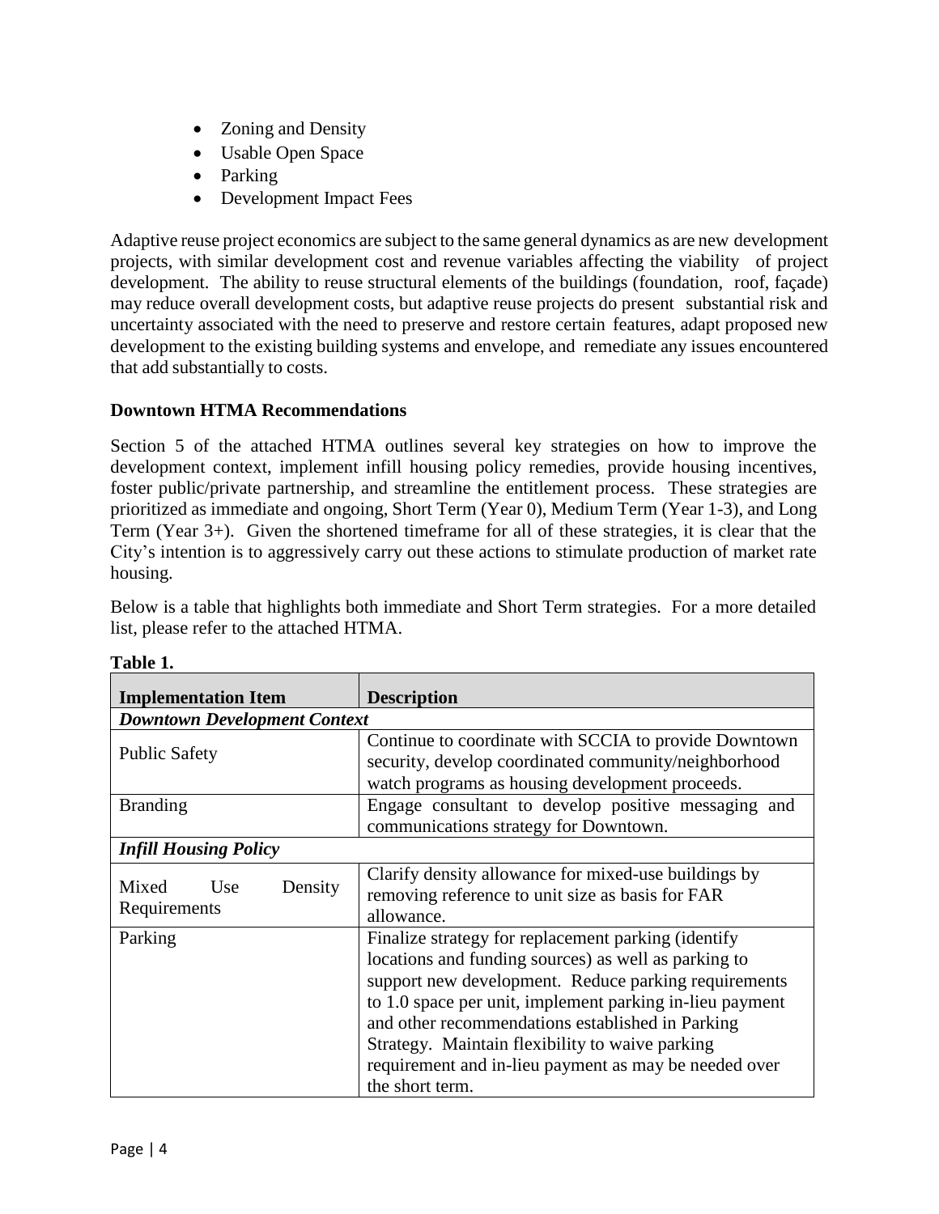- Zoning and Density
- Usable Open Space
- Parking
- Development Impact Fees

Adaptive reuse project economics are subject to the same general dynamics as are new development projects, with similar development cost and revenue variables affecting the viability of project development. The ability to reuse structural elements of the buildings (foundation, roof, façade) may reduce overall development costs, but adaptive reuse projects do present substantial risk and uncertainty associated with the need to preserve and restore certain features, adapt proposed new development to the existing building systems and envelope, and remediate any issues encountered that add substantially to costs.

**Downtown HTMA Recommendations**

Section 5 of the attached HTMA outlines several key strategies on how to improve the development context, implement infill housing policy remedies, provide housing incentives, foster public/private partnership, and streamline the entitlement process. These strategies are prioritized as immediate and ongoing, Short Term (Year 0), Medium Term (Year 1-3), and Long Term (Year 3+). Given the shortened timeframe for all of these strategies, it is clear that the City's intention is to aggressively carry out these actions to stimulate production of market rate housing.

Below is a table that highlights both immediate and Short Term strategies. For a more detailed list, please refer to the attached HTMA.

**Table 1.**

| Implementation Item | Description |
|---|---|
| ***Downtown Development Context*** | |
| Public Safety | Continue to coordinate with SCCIA to provide Downtown security, develop coordinated community/neighborhood watch programs as housing development proceeds. |
| Branding | Engage consultant to develop positive messaging and communications strategy for Downtown. |
| ***Infill Housing Policy*** | |
| Mixed Use Density Requirements | Clarify density allowance for mixed-use buildings by removing reference to unit size as basis for FAR allowance. |
| Parking | Finalize strategy for replacement parking (identify locations and funding sources) as well as parking to support new development. Reduce parking requirements to 1.0 space per unit, implement parking in-lieu payment and other recommendations established in Parking Strategy. Maintain flexibility to waive parking requirement and in-lieu payment as may be needed over the short term. |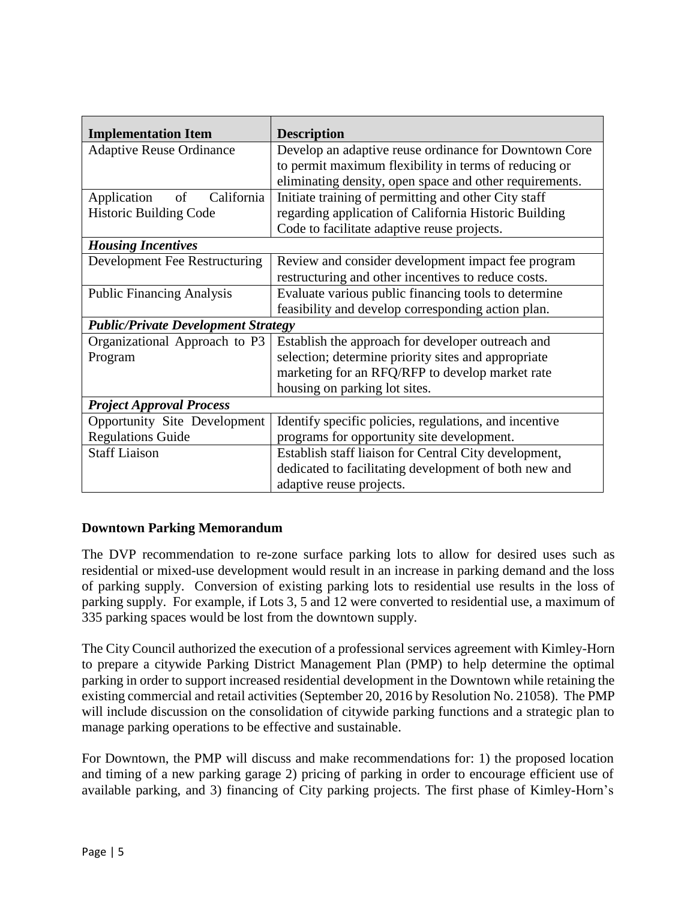| Implementation Item | Description |
| --- | --- |
| Adaptive Reuse Ordinance | Develop an adaptive reuse ordinance for Downtown Core to permit maximum flexibility in terms of reducing or eliminating density, open space and other requirements. |
| Application of California Historic Building Code | Initiate training of permitting and other City staff regarding application of California Historic Building Code to facilitate adaptive reuse projects. |
| ***Housing Incentives*** | |
| Development Fee Restructuring | Review and consider development impact fee program restructuring and other incentives to reduce costs. |
| Public Financing Analysis | Evaluate various public financing tools to determine feasibility and develop corresponding action plan. |
| ***Public/Private Development Strategy*** | |
| Organizational Approach to P3 Program | Establish the approach for developer outreach and selection; determine priority sites and appropriate marketing for an RFQ/RFP to develop market rate housing on parking lot sites. |
| ***Project Approval Process*** | |
| Opportunity Site Development Regulations Guide | Identify specific policies, regulations, and incentive programs for opportunity site development. |
| Staff Liaison | Establish staff liaison for Central City development, dedicated to facilitating development of both new and adaptive reuse projects. |

**Downtown Parking Memorandum**

The DVP recommendation to re-zone surface parking lots to allow for desired uses such as residential or mixed-use development would result in an increase in parking demand and the loss of parking supply. Conversion of existing parking lots to residential use results in the loss of parking supply. For example, if Lots 3, 5 and 12 were converted to residential use, a maximum of 335 parking spaces would be lost from the downtown supply.

The City Council authorized the execution of a professional services agreement with Kimley-Horn to prepare a citywide Parking District Management Plan (PMP) to help determine the optimal parking in order to support increased residential development in the Downtown while retaining the existing commercial and retail activities (September 20, 2016 by Resolution No. 21058). The PMP will include discussion on the consolidation of citywide parking functions and a strategic plan to manage parking operations to be effective and sustainable.

For Downtown, the PMP will discuss and make recommendations for: 1) the proposed location and timing of a new parking garage 2) pricing of parking in order to encourage efficient use of available parking, and 3) financing of City parking projects. The first phase of Kimley-Horn's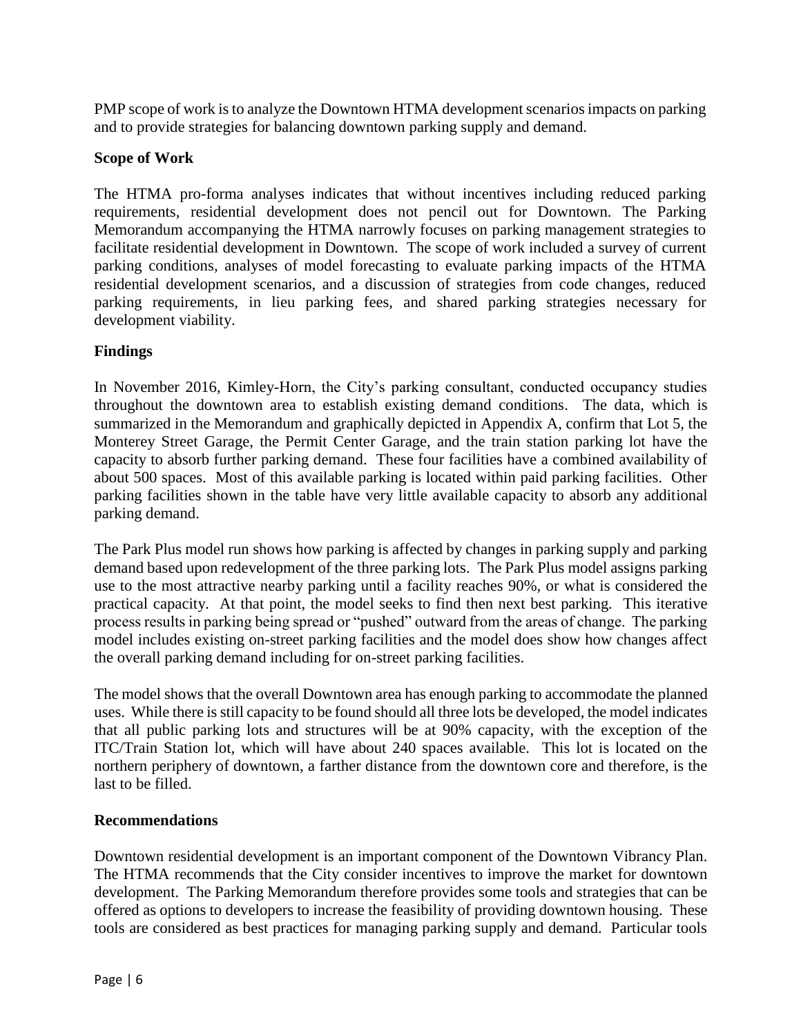PMP scope of work is to analyze the Downtown HTMA development scenarios impacts on parking and to provide strategies for balancing downtown parking supply and demand.

**Scope of Work**

The HTMA pro-forma analyses indicates that without incentives including reduced parking requirements, residential development does not pencil out for Downtown. The Parking Memorandum accompanying the HTMA narrowly focuses on parking management strategies to facilitate residential development in Downtown. The scope of work included a survey of current parking conditions, analyses of model forecasting to evaluate parking impacts of the HTMA residential development scenarios, and a discussion of strategies from code changes, reduced parking requirements, in lieu parking fees, and shared parking strategies necessary for development viability.

**Findings**

In November 2016, Kimley-Horn, the City's parking consultant, conducted occupancy studies throughout the downtown area to establish existing demand conditions. The data, which is summarized in the Memorandum and graphically depicted in Appendix A, confirm that Lot 5, the Monterey Street Garage, the Permit Center Garage, and the train station parking lot have the capacity to absorb further parking demand. These four facilities have a combined availability of about 500 spaces. Most of this available parking is located within paid parking facilities. Other parking facilities shown in the table have very little available capacity to absorb any additional parking demand.

The Park Plus model run shows how parking is affected by changes in parking supply and parking demand based upon redevelopment of the three parking lots. The Park Plus model assigns parking use to the most attractive nearby parking until a facility reaches 90%, or what is considered the practical capacity. At that point, the model seeks to find then next best parking. This iterative process results in parking being spread or "pushed" outward from the areas of change. The parking model includes existing on-street parking facilities and the model does show how changes affect the overall parking demand including for on-street parking facilities.

The model shows that the overall Downtown area has enough parking to accommodate the planned uses. While there is still capacity to be found should all three lots be developed, the model indicates that all public parking lots and structures will be at 90% capacity, with the exception of the ITC/Train Station lot, which will have about 240 spaces available. This lot is located on the northern periphery of downtown, a farther distance from the downtown core and therefore, is the last to be filled.

**Recommendations**

Downtown residential development is an important component of the Downtown Vibrancy Plan. The HTMA recommends that the City consider incentives to improve the market for downtown development. The Parking Memorandum therefore provides some tools and strategies that can be offered as options to developers to increase the feasibility of providing downtown housing. These tools are considered as best practices for managing parking supply and demand. Particular tools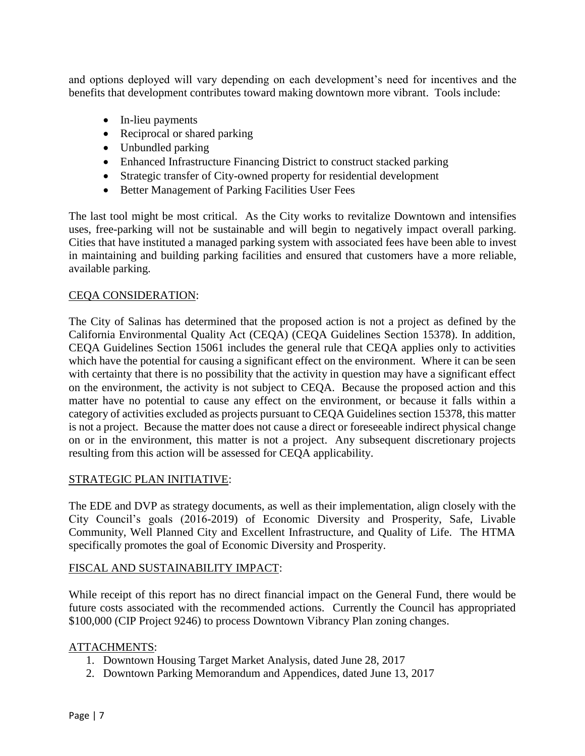and options deployed will vary depending on each development's need for incentives and the benefits that development contributes toward making downtown more vibrant. Tools include:

- In-lieu payments
- Reciprocal or shared parking
- Unbundled parking
- Enhanced Infrastructure Financing District to construct stacked parking
- Strategic transfer of City-owned property for residential development
- Better Management of Parking Facilities User Fees

The last tool might be most critical. As the City works to revitalize Downtown and intensifies uses, free-parking will not be sustainable and will begin to negatively impact overall parking. Cities that have instituted a managed parking system with associated fees have been able to invest in maintaining and building parking facilities and ensured that customers have a more reliable, available parking.

## CEQA CONSIDERATION:

The City of Salinas has determined that the proposed action is not a project as defined by the California Environmental Quality Act (CEQA) (CEQA Guidelines Section 15378). In addition, CEQA Guidelines Section 15061 includes the general rule that CEQA applies only to activities which have the potential for causing a significant effect on the environment. Where it can be seen with certainty that there is no possibility that the activity in question may have a significant effect on the environment, the activity is not subject to CEQA. Because the proposed action and this matter have no potential to cause any effect on the environment, or because it falls within a category of activities excluded as projects pursuant to CEQA Guidelines section 15378, this matter is not a project. Because the matter does not cause a direct or foreseeable indirect physical change on or in the environment, this matter is not a project. Any subsequent discretionary projects resulting from this action will be assessed for CEQA applicability.

## STRATEGIC PLAN INITIATIVE:

The EDE and DVP as strategy documents, as well as their implementation, align closely with the City Council's goals (2016-2019) of Economic Diversity and Prosperity, Safe, Livable Community, Well Planned City and Excellent Infrastructure, and Quality of Life. The HTMA specifically promotes the goal of Economic Diversity and Prosperity.

## FISCAL AND SUSTAINABILITY IMPACT:

While receipt of this report has no direct financial impact on the General Fund, there would be future costs associated with the recommended actions. Currently the Council has appropriated $100,000 (CIP Project 9246) to process Downtown Vibrancy Plan zoning changes.

## ATTACHMENTS:

1. Downtown Housing Target Market Analysis, dated June 28, 2017
2. Downtown Parking Memorandum and Appendices, dated June 13, 2017